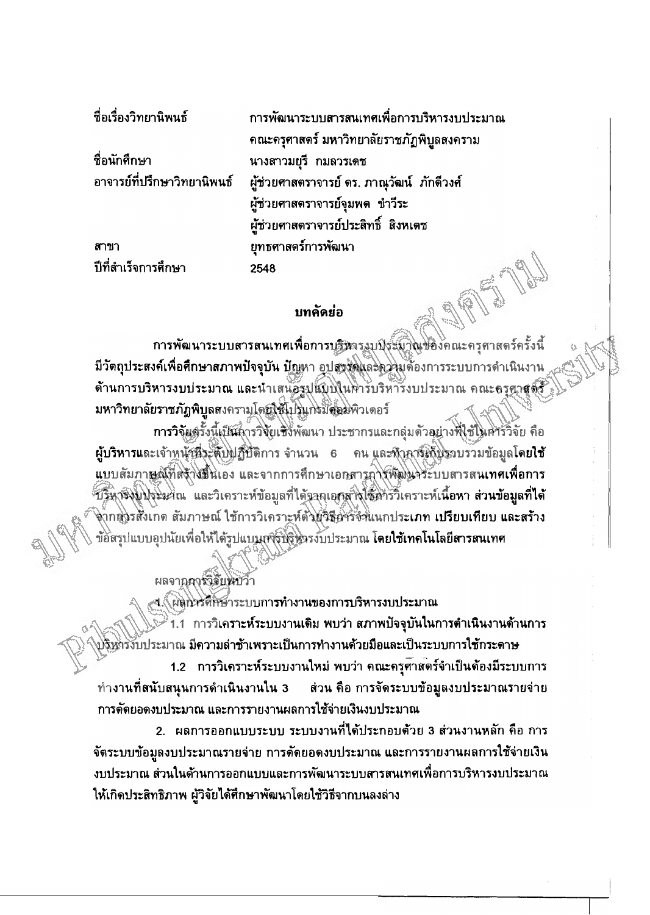| | |
|---|---|
| ชื่อเรื่องวิทยานิพนธ์ | การพัฒนาระบบสารสนเทศเพื่อการบริหารงบประมาณ คณะครุศาสตร์ มหาวิทยาลัยราชภัฏพิบูลสงคราม |
| ชื่อนักศึกษา | นางสาวมยุรี กมลวรเดช |
| อาจารย์ที่ปรึกษาวิทยานิพนธ์ | ผู้ช่วยศาสตราจารย์ ดร. ภาณุวัฒน์ ภักดีวงศ์<br>ผู้ช่วยศาสตราจารย์จุมพต ขำวีระ<br>ผู้ช่วยศาสตราจารย์ประสิทธิ์ สิงหเดช |
| สาขา | ยุทธศาสตร์การพัฒนา |
| ปีที่สำเร็จการศึกษา | 2548 |

## บทคัดย่อ

การพัฒนาระบบสารสนเทศเพื่อการบริหารงบประมาณของคณะครุศาสตร์ครั้งนี้ มีวัตถุประสงค์เพื่อศึกษาสภาพปัจจุบัน ปัญหา อุปสรรคและความต้องการระบบการดำเนินงานด้านการบริหารงบประมาณ และนำเสนอรูปแบบในการบริหารงบประมาณ คณะครุศาสตร์ มหาวิทยาลัยราชภัฏพิบูลสงครามโดยใช้โปรแกรมคอมพิวเตอร์

การวิจัยครั้งนี้เป็นการวิจัยเชิงพัฒนา ประชากรและกลุ่มตัวอย่างที่ใช้ในการวิจัย คือ ผู้บริหารและเจ้าหน้าที่ระดับปฏิบัติการ จำนวน 6 คน และทำการเก็บรวบรวมข้อมูลโดยใช้แบบสัมภาษณ์ที่สร้างขึ้นเอง และจากการศึกษาเอกสารการพัฒนาระบบสารสนเทศเพื่อการบริหารงบประมาณ และวิเคราะห์ข้อมูลที่ได้จากเอกสารใช้การวิเคราะห์เนื้อหา ส่วนข้อมูลที่ได้จากการสังเกต สัมภาษณ์ ใช้การวิเคราะห์ด้วยวิธีการจำแนกประเภท เปรียบเทียบ และสร้างข้อสรุปแบบอุปนัยเพื่อให้ได้รูปแบบการบริหารงบประมาณ โดยใช้เทคโนโลยีสารสนเทศ

ผลจากการวิจัยพบว่า

1. ผลการศึกษาระบบการทำงานของการบริหารงบประมาณ

   1.1 การวิเคราะห์ระบบงานเดิม พบว่า สภาพปัจจุบันในการดำเนินงานด้านการบริหารงบประมาณ มีความล่าช้าเพราะเป็นการทำงานด้วยมือและเป็นระบบการใช้กระดาษ

   1.2 การวิเคราะห์ระบบงานใหม่ พบว่า คณะครุศาสตร์จำเป็นต้องมีระบบการทำงานที่สนับสนุนการดำเนินงานใน 3 ส่วน คือ การจัดระบบข้อมูลงบประมาณรายจ่าย การตัดยอดงบประมาณ และการรายงานผลการใช้จ่ายเงินงบประมาณ

2. ผลการออกแบบระบบ ระบบงานที่ได้ประกอบด้วย 3 ส่วนงานหลัก คือ การจัดระบบข้อมูลงบประมาณรายจ่าย การตัดยอดงบประมาณ และการรายงานผลการใช้จ่ายเงินงบประมาณ ส่วนในด้านการออกแบบและการพัฒนาระบบสารสนเทศเพื่อการบริหารงบประมาณให้เกิดประสิทธิภาพ ผู้วิจัยได้ศึกษาพัฒนาโดยใช้วิธีจากบนลงล่าง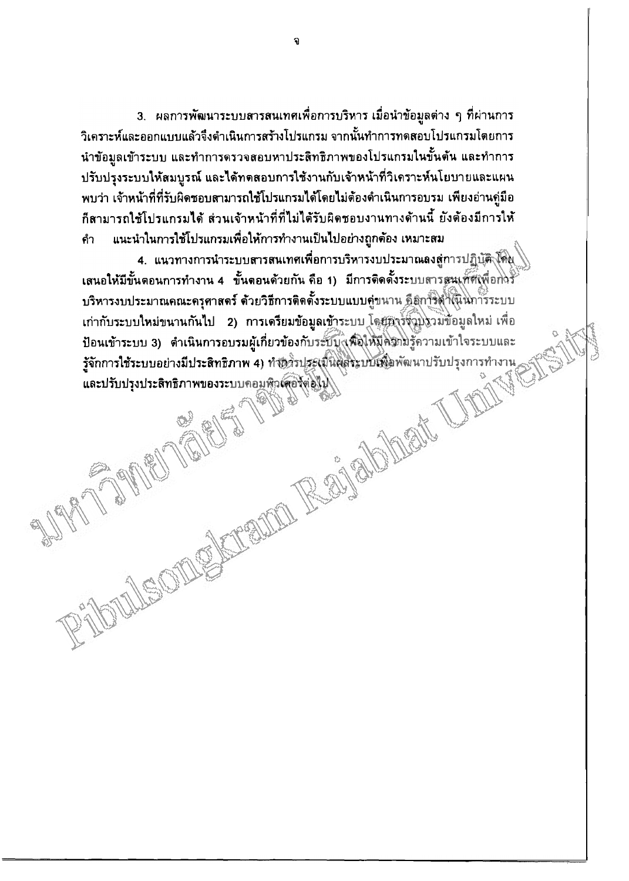3. ผลการพัฒนาระบบสารสนเทศเพื่อการบริหาร เมื่อนำข้อมูลต่าง ๆ ที่ผ่านการวิเคราะห์และออกแบบแล้วจึงดำเนินการสร้างโปรแกรม จากนั้นทำการทดสอบโปรแกรมโดยการนำข้อมูลเข้าระบบ และทำการตรวจสอบหาประสิทธิภาพของโปรแกรมในขั้นต้น และทำการปรับปรุงระบบให้สมบูรณ์ และได้ทดสอบการใช้งานกับเจ้าหน้าที่วิเคราะห์นโยบายและแผน พบว่า เจ้าหน้าที่ที่รับผิดชอบสามารถใช้โปรแกรมได้โดยไม่ต้องดำเนินการอบรม เพียงอ่านคู่มือก็สามารถใช้โปรแกรมได้ ส่วนเจ้าหน้าที่ที่ไม่ได้รับผิดชอบงานทางด้านนี้ ยังต้องมีการให้คำ แนะนำในการใช้โปรแกรมเพื่อให้การทำงานเป็นไปอย่างถูกต้อง เหมาะสม

4. แนวทางการนำระบบสารสนเทศเพื่อการบริหารงบประมาณลงสู่การปฏิบัติ โดยเสนอให้มีขั้นตอนการทำงาน 4 ขั้นตอนด้วยกัน คือ 1) มีการติดตั้งระบบสารสนเทศเพื่อการบริหารงบประมาณคณะครุศาสตร์ ด้วยวิธีการติดตั้งระบบแบบคู่ขนาน คือการดำเนินการระบบเก่ากับระบบใหม่ขนานกันไป 2) การเตรียมข้อมูลเข้าระบบ โดยการรวบรวมข้อมูลใหม่ เพื่อป้อนเข้าระบบ 3) ดำเนินการอบรมผู้เกี่ยวข้องกับระบบ เพื่อให้มีความรู้ความเข้าใจระบบและรู้จักการใช้ระบบอย่างมีประสิทธิภาพ 4) ทำการประเมินผลระบบเพื่อพัฒนาปรับปรุงการทำงานและปรับปรุงประสิทธิภาพของระบบคอมพิวเตอร์ต่อไป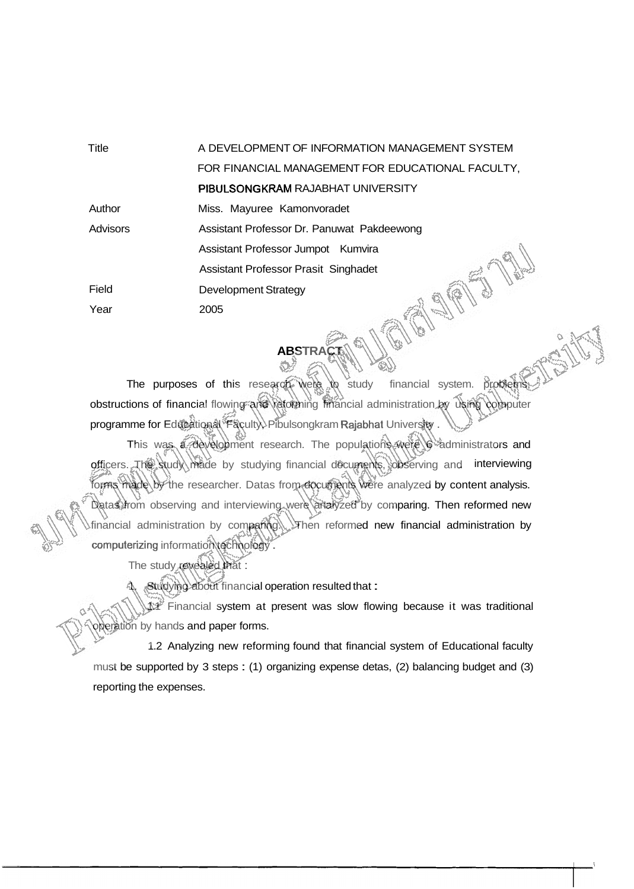| | |
|---|---|
| Title | A DEVELOPMENT OF INFORMATION MANAGEMENT SYSTEM FOR FINANCIAL MANAGEMENT FOR EDUCATIONAL FACULTY, PIBULSONGKRAM RAJABHAT UNIVERSITY |
| Author | Miss. Mayuree Kamonvoradet |
| Advisors | Assistant Professor Dr. Panuwat Pakdeewong |
| | Assistant Professor Jumpot Kumvira |
| | Assistant Professor Prasit Singhadet |
| Field | Development Strategy |
| Year | 2005 |

## ABSTRACT

The purposes of this research were to study financial system. problems. obstructions of financial flowing and reforming financial administration by using computer programme for Educational Faculty, Pibulsongkram Rajabhat University .

This was a development research. The populations were 6 administrators and officers. The study made by studying financial documents, observing and interviewing forms made by the researcher. Datas from documents were analyzed by content analysis. Datas from observing and interviewing were analyzed by comparing. Then reformed new financial administration by comparing. Then reformed new financial administration by computerizing information technology .

The study revealed that :

1. Studying about financial operation resulted that :

 1.1 Financial system at present was slow flowing because it was traditional operation by hands and paper forms.

 1.2 Analyzing new reforming found that financial system of Educational faculty must be supported by 3 steps : (1) organizing expense detas, (2) balancing budget and (3) reporting the expenses.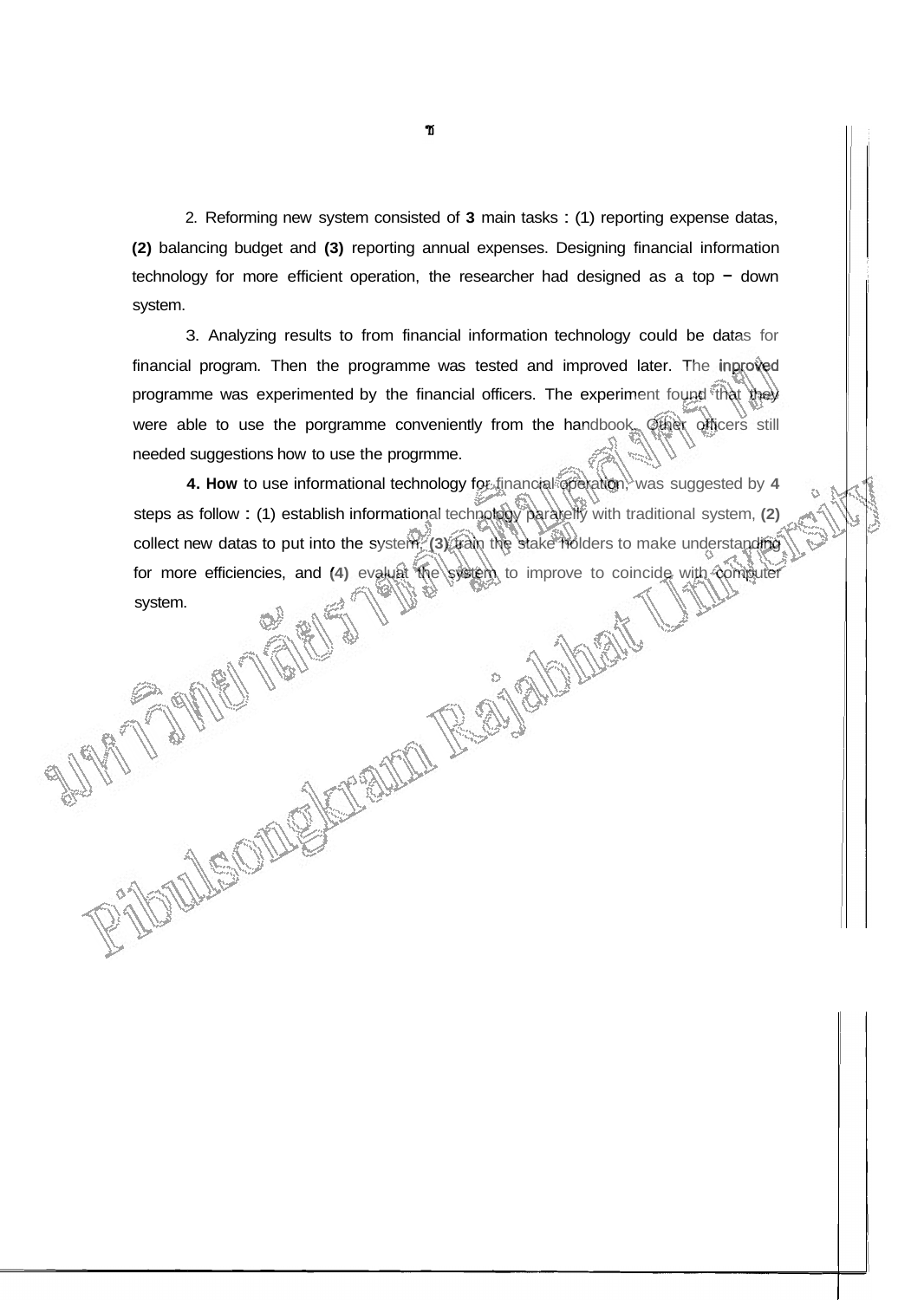2. Reforming new system consisted of **3** main tasks : (1) reporting expense datas, **(2)** balancing budget and **(3)** reporting annual expenses. Designing financial information technology for more efficient operation, the researcher had designed as a top − down system.

3. Analyzing results to from financial information technology could be datas for financial program. Then the programme was tested and improved later. The inproved programme was experimented by the financial officers. The experiment found that they were able to use the porgramme conveniently from the handbook. Other officers still needed suggestions how to use the progrmme.

**4. How** to use informational technology for financial operation, was suggested by **4** steps as follow : (1) establish informational technology pararelly with traditional system, **(2)** collect new datas to put into the system, **(3)** train the stake holders to make understanding for more efficiencies, and **(4)** evaluat the system to improve to coincide with computer system.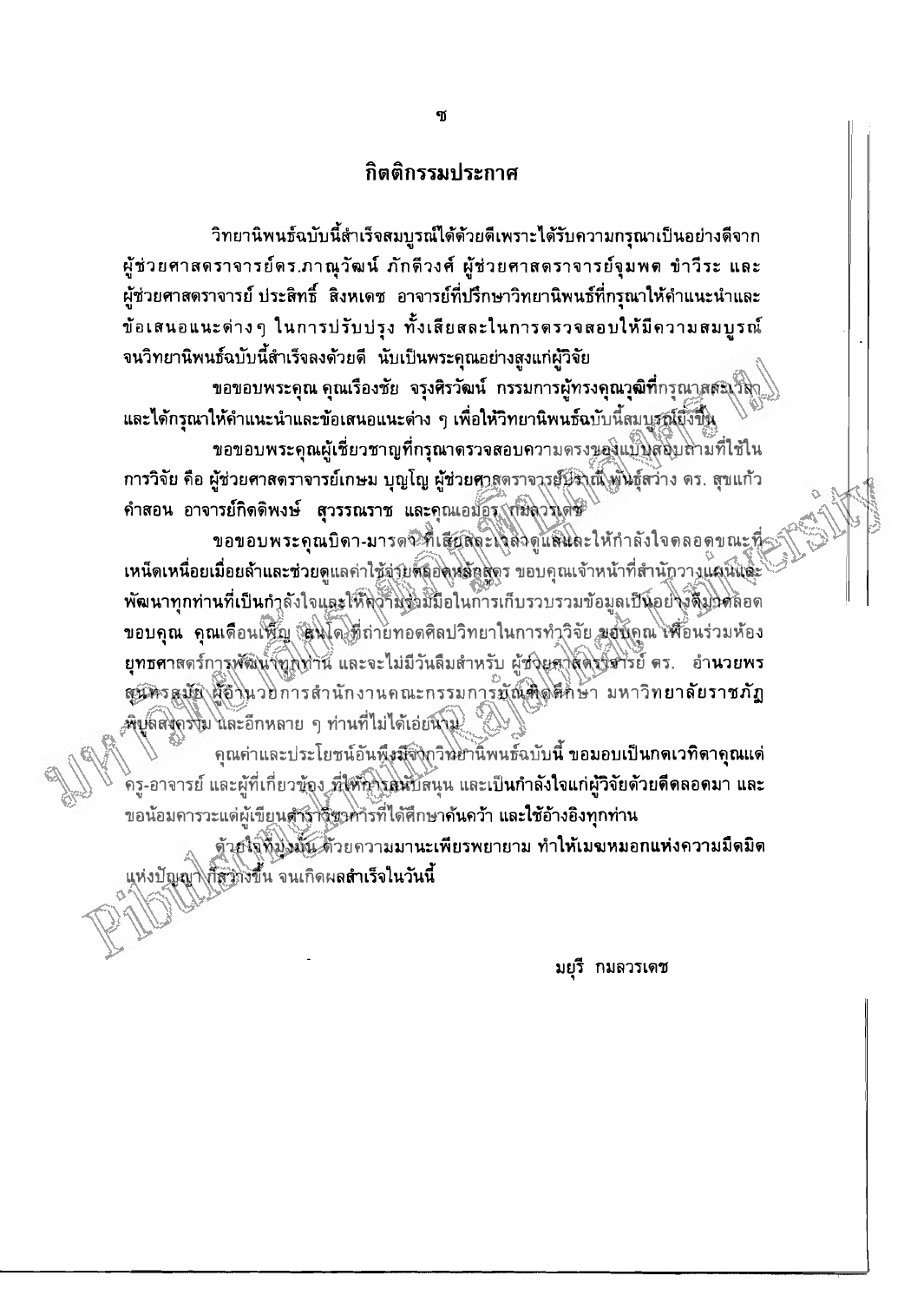# กิตติกรรมประกาศ

วิทยานิพนธ์ฉบับนี้สำเร็จสมบูรณ์ได้ด้วยดีเพราะได้รับความกรุณาเป็นอย่างดีจาก ผู้ช่วยศาสตราจารย์ดร.ภาณุวัฒน์ ภักดีวงศ์ ผู้ช่วยศาสตราจารย์จุมพต ขำวีระ และ ผู้ช่วยศาสตราจารย์ ประสิทธิ์ สิงหเดช อาจารย์ที่ปรึกษาวิทยานิพนธ์ที่กรุณาให้คำแนะนำและข้อเสนอแนะต่างๆ ในการปรับปรุง ทั้งเสียสละในการตรวจสอบให้มีความสมบูรณ์ จนวิทยานิพนธ์ฉบับนี้สำเร็จลงด้วยดี นับเป็นพระคุณอย่างสูงแก่ผู้วิจัย

ขอขอบพระคุณ คุณเรืองชัย จรุงศิรวัฒน์ กรรมการผู้ทรงคุณวุฒิที่กรุณาสละเวลา และได้กรุณาให้คำแนะนำและข้อเสนอแนะต่าง ๆ เพื่อให้วิทยานิพนธ์ฉบับนี้สมบูรณ์ยิ่งขึ้น

ขอขอบพระคุณผู้เชี่ยวชาญที่กรุณาตรวจสอบความตรงของแบบสอบถามที่ใช้ใน การวิจัย คือ ผู้ช่วยศาสตราจารย์เกษม บุญโญ ผู้ช่วยศาสตราจารย์ปราณี พันธุ์สว่าง ดร. สุขแก้ว คำสอน อาจารย์กิตติพงษ์ สุวรรณราช และคุณเอมอร กมลวรเดช

ขอขอบพระคุณบิดา-มารดา ที่เสียสละเวลาดูแลและให้กำลังใจตลอดขณะที่ เหน็ดเหนื่อยเมื่อยล้าและช่วยดูแลค่าใช้จ่ายตลอดหลักสูตร ขอบคุณเจ้าหน้าที่สำนักวางแผนและ พัฒนาทุกท่านที่เป็นกำลังใจและให้ความร่วมมือในการเก็บรวบรวมข้อมูลเป็นอย่างดีมาตลอด ขอบคุณ คุณเดือนเพ็ญ สนโต ที่ถ่ายทอดศิลปวิทยาในการทำวิจัย ขอบคุณ เพื่อนร่วมห้อง ยุทธศาสตร์การพัฒนาทุกท่าน และจะไม่มีวันลืมสำหรับ ผู้ช่วยศาสตราจารย์ ดร. อำนวยพร สุนทรสมัย ผู้อำนวยการสำนักงานคณะกรรมการบัณฑิตศึกษา มหาวิทยาลัยราชภัฏ พิบูลสงคราม และอีกหลาย ๆ ท่านที่ไม่ได้เอ่ยนาม

คุณค่าและประโยชน์อันพึงมีจากวิทยานิพนธ์ฉบับนี้ ขอมอบเป็นกตเวทิตาคุณแด่ ครู-อาจารย์ และผู้ที่เกี่ยวข้อง ที่ให้การสนับสนุน และเป็นกำลังใจแก่ผู้วิจัยด้วยดีตลอดมา และ ขอน้อมคารวะแด่ผู้เขียนตำราวิชาการที่ได้ศึกษาค้นคว้า และใช้อ้างอิงทุกท่าน

ด้วยใจที่มุ่งมั่น ด้วยความมานะเพียรพยายาม ทำให้เมฆหมอกแห่งความมืดมิด แห่งปัญญา ก็สว่างขึ้น จนเกิดผลสำเร็จในวันนี้

มยุรี กมลวรเดช